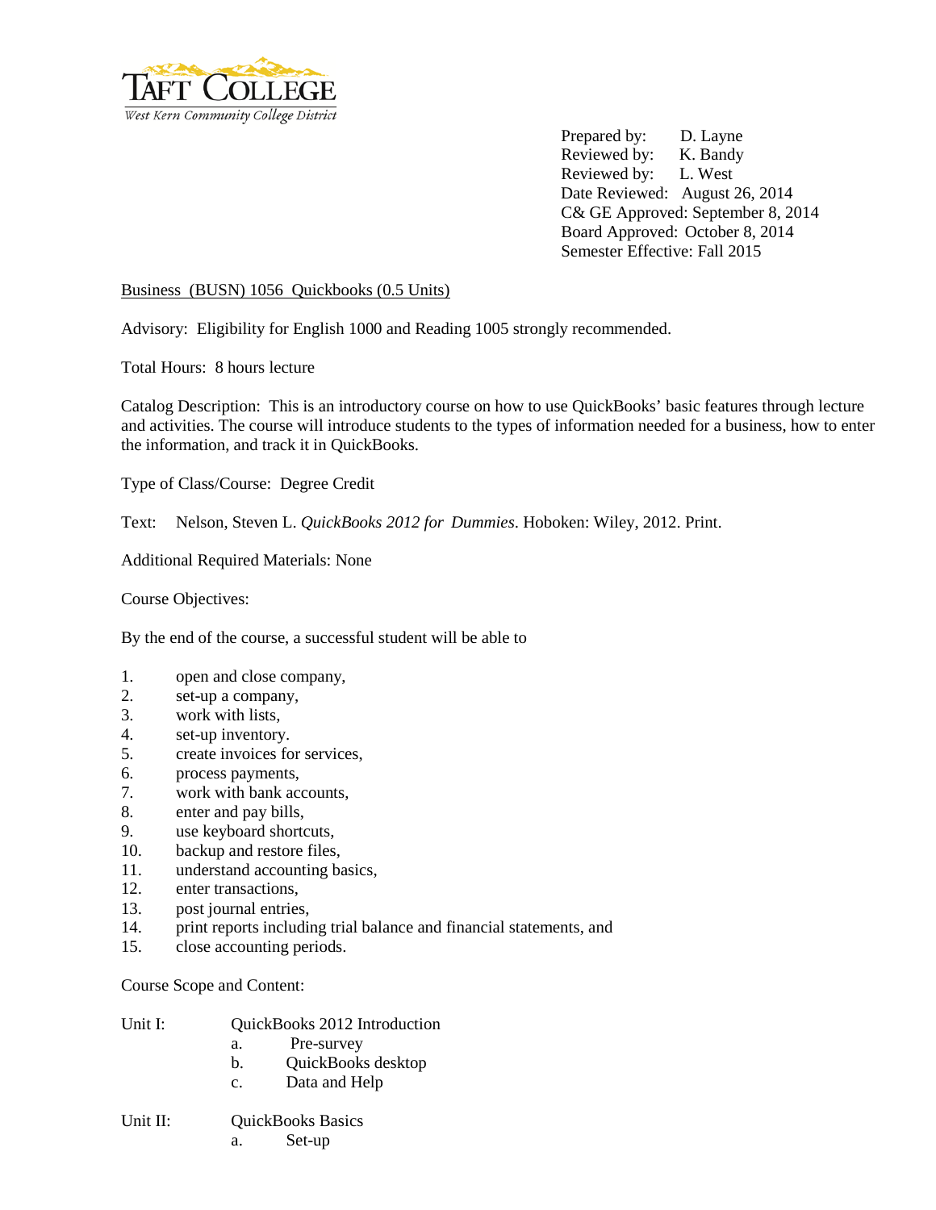Taft College
West Kern Community College District

Prepared by: D. Layne
Reviewed by: K. Bandy
Reviewed by: L. West
Date Reviewed: August 26, 2014
C& GE Approved: September 8, 2014
Board Approved: October 8, 2014
Semester Effective: Fall 2015

Business (BUSN) 1056 Quickbooks (0.5 Units)

Advisory: Eligibility for English 1000 and Reading 1005 strongly recommended.

Total Hours: 8 hours lecture

Catalog Description: This is an introductory course on how to use QuickBooks' basic features through lecture and activities. The course will introduce students to the types of information needed for a business, how to enter the information, and track it in QuickBooks.

Type of Class/Course: Degree Credit

Text: Nelson, Steven L. *QuickBooks 2012 for Dummies*. Hoboken: Wiley, 2012. Print.

Additional Required Materials: None

Course Objectives:

By the end of the course, a successful student will be able to

1. open and close company,
2. set-up a company,
3. work with lists,
4. set-up inventory.
5. create invoices for services,
6. process payments,
7. work with bank accounts,
8. enter and pay bills,
9. use keyboard shortcuts,
10. backup and restore files,
11. understand accounting basics,
12. enter transactions,
13. post journal entries,
14. print reports including trial balance and financial statements, and
15. close accounting periods.

Course Scope and Content:

Unit I: QuickBooks 2012 Introduction
   a. Pre-survey
   b. QuickBooks desktop
   c. Data and Help

Unit II: QuickBooks Basics
   a. Set-up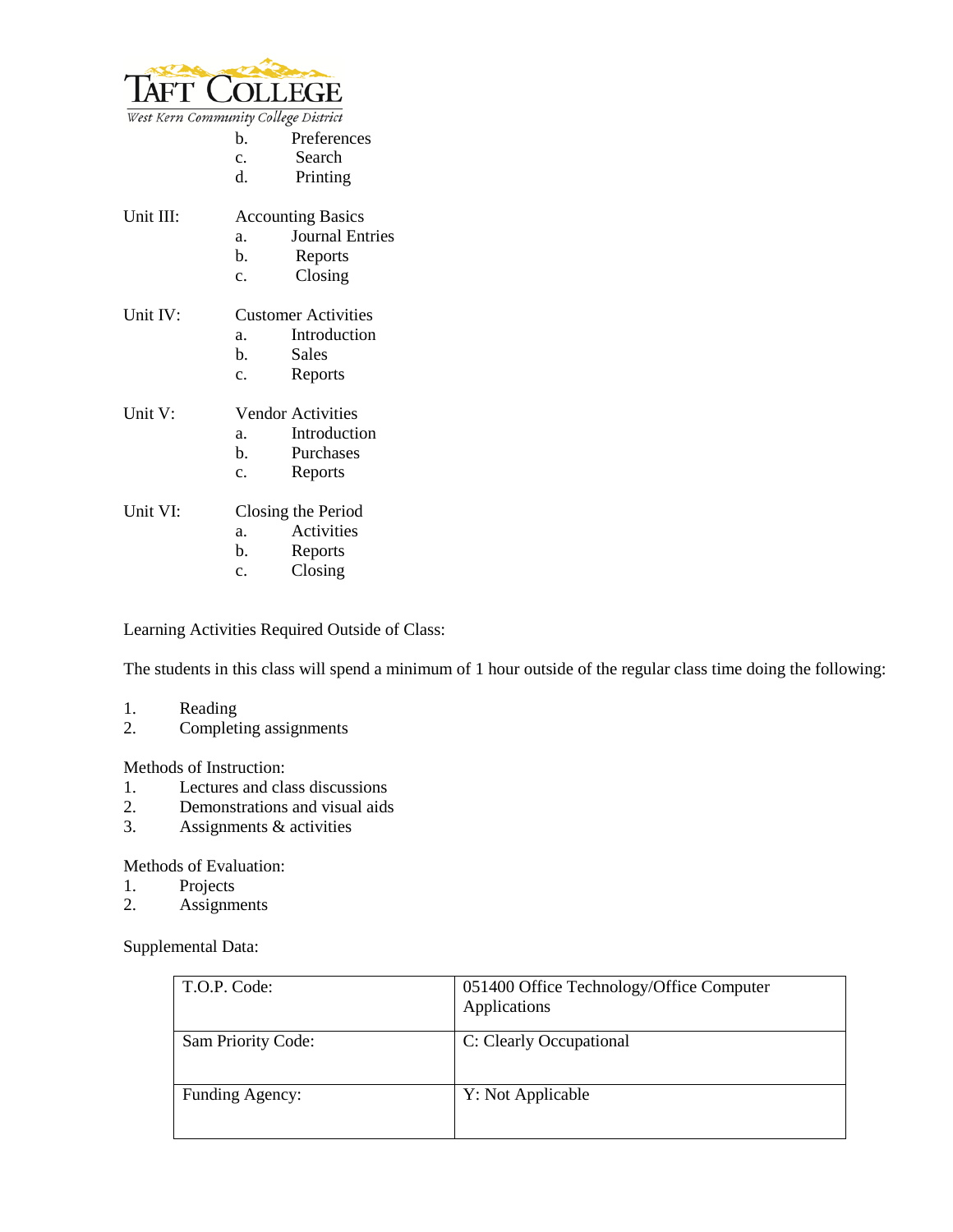b. Preferences
c. Search
d. Printing

Unit III: Accounting Basics
a. Journal Entries
b. Reports
c. Closing

Unit IV: Customer Activities
a. Introduction
b. Sales
c. Reports

Unit V: Vendor Activities
a. Introduction
b. Purchases
c. Reports

Unit VI: Closing the Period
a. Activities
b. Reports
c. Closing

Learning Activities Required Outside of Class:

The students in this class will spend a minimum of 1 hour outside of the regular class time doing the following:

1. Reading
2. Completing assignments

Methods of Instruction:
1. Lectures and class discussions
2. Demonstrations and visual aids
3. Assignments & activities

Methods of Evaluation:
1. Projects
2. Assignments

Supplemental Data:

| | |
|---|---|
| T.O.P. Code: | 051400 Office Technology/Office Computer Applications |
| Sam Priority Code: | C: Clearly Occupational |
| Funding Agency: | Y: Not Applicable |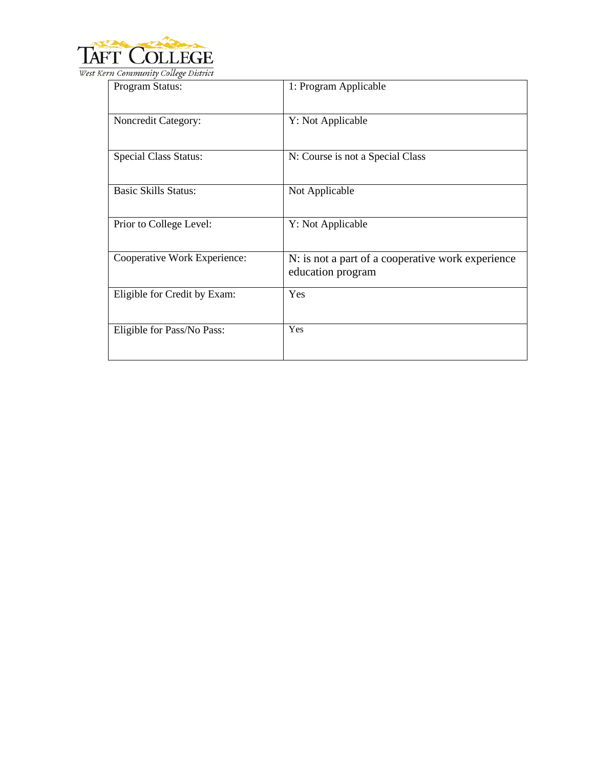| | |
|---|---|
| Program Status: | 1: Program Applicable |
| Noncredit Category: | Y: Not Applicable |
| Special Class Status: | N: Course is not a Special Class |
| Basic Skills Status: | Not Applicable |
| Prior to College Level: | Y: Not Applicable |
| Cooperative Work Experience: | N: is not a part of a cooperative work experience education program |
| Eligible for Credit by Exam: | Yes |
| Eligible for Pass/No Pass: | Yes |